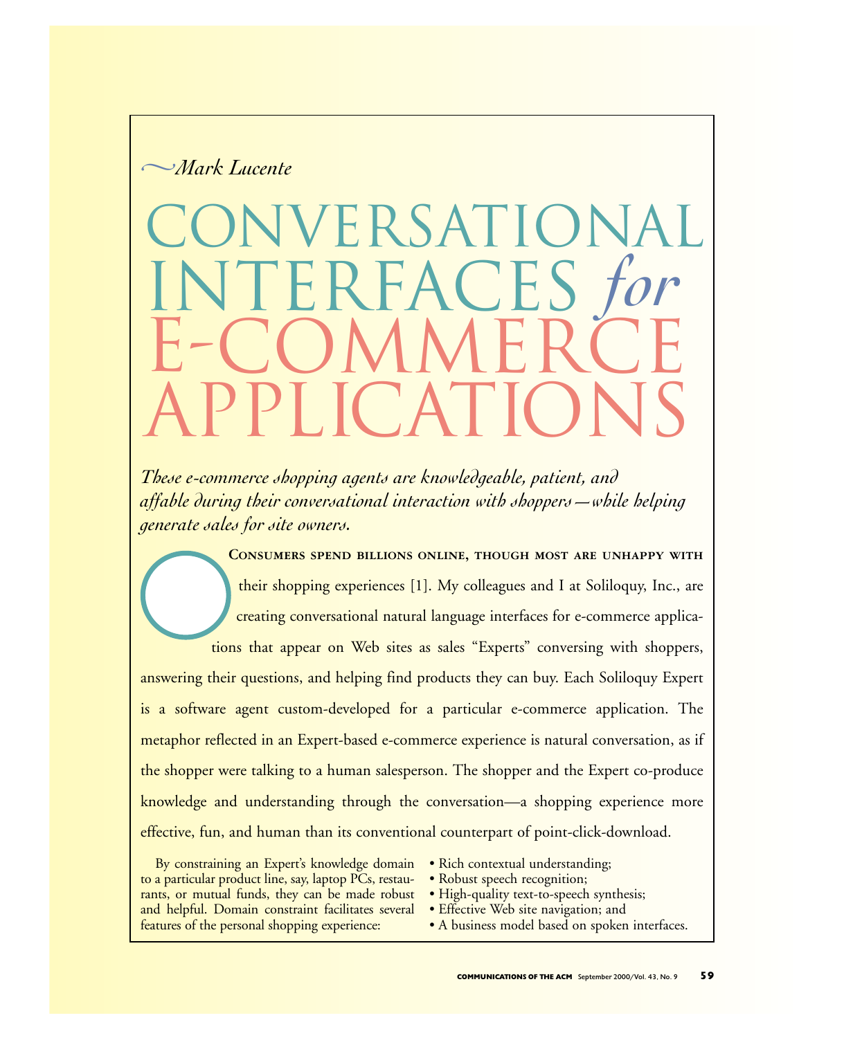*Mark Lucente*

# CONVERSATIONAL INTERFACES *for* E-COMMERCE APPLICATIONS

*These e-commerce shopping agents are knowledgeable, patient, and affable during their conversational interaction with shoppers—while helping generate sales for site owners.*

**Consumers spend billions online, though most are unhappy with** their shopping experiences [1]. My colleagues and I at Soliloquy, Inc., are creating conversational natural language interfaces for e-commerce applications that appear on Web sites as sales "Experts" conversing with shoppers, answering their questions, and helping find products they can buy. Each Soliloquy Expert is a software agent custom-developed for a particular e-commerce application. The metaphor reflected in an Expert-based e-commerce experience is natural conversation, as if the shopper were talking to a human salesperson. The shopper and the Expert co-produce knowledge and understanding through the conversation—a shopping experience more effective, fun, and human than its conventional counterpart of point-click-download.

By constraining an Expert's knowledge domain to a particular product line, say, laptop PCs, restaurants, or mutual funds, they can be made robust and helpful. Domain constraint facilitates several features of the personal shopping experience:

- Rich contextual understanding;
- Robust speech recognition;
- High-quality text-to-speech synthesis;
- Effective Web site navigation; and
- A business model based on spoken interfaces.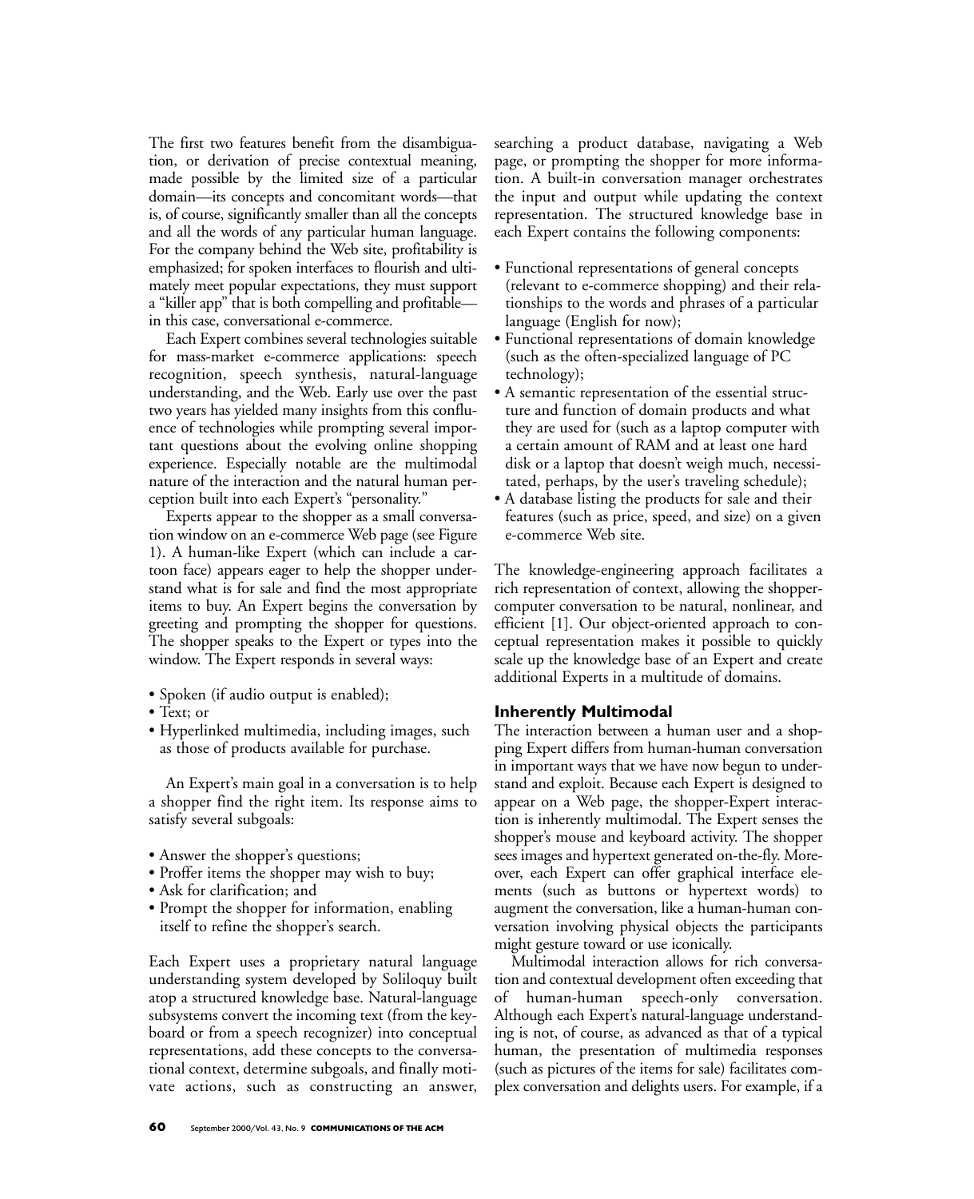The first two features benefit from the disambiguation, or derivation of precise contextual meaning, made possible by the limited size of a particular domain—its concepts and concomitant words—that is, of course, significantly smaller than all the concepts and all the words of any particular human language. For the company behind the Web site, profitability is emphasized; for spoken interfaces to flourish and ultimately meet popular expectations, they must support a "killer app" that is both compelling and profitable—in this case, conversational e-commerce.

Each Expert combines several technologies suitable for mass-market e-commerce applications: speech recognition, speech synthesis, natural-language understanding, and the Web. Early use over the past two years has yielded many insights from this confluence of technologies while prompting several important questions about the evolving online shopping experience. Especially notable are the multimodal nature of the interaction and the natural human perception built into each Expert's "personality."

Experts appear to the shopper as a small conversation window on an e-commerce Web page (see Figure 1). A human-like Expert (which can include a cartoon face) appears eager to help the shopper understand what is for sale and find the most appropriate items to buy. An Expert begins the conversation by greeting and prompting the shopper for questions. The shopper speaks to the Expert or types into the window. The Expert responds in several ways:

- Spoken (if audio output is enabled);
- Text; or
- Hyperlinked multimedia, including images, such as those of products available for purchase.

An Expert's main goal in a conversation is to help a shopper find the right item. Its response aims to satisfy several subgoals:

- Answer the shopper's questions;
- Proffer items the shopper may wish to buy;
- Ask for clarification; and
- Prompt the shopper for information, enabling itself to refine the shopper's search.

Each Expert uses a proprietary natural language understanding system developed by Soliloquy built atop a structured knowledge base. Natural-language subsystems convert the incoming text (from the keyboard or from a speech recognizer) into conceptual representations, add these concepts to the conversational context, determine subgoals, and finally motivate actions, such as constructing an answer, searching a product database, navigating a Web page, or prompting the shopper for more information. A built-in conversation manager orchestrates the input and output while updating the context representation. The structured knowledge base in each Expert contains the following components:

- Functional representations of general concepts (relevant to e-commerce shopping) and their relationships to the words and phrases of a particular language (English for now);
- Functional representations of domain knowledge (such as the often-specialized language of PC technology);
- A semantic representation of the essential structure and function of domain products and what they are used for (such as a laptop computer with a certain amount of RAM and at least one hard disk or a laptop that doesn't weigh much, necessitated, perhaps, by the user's traveling schedule);
- A database listing the products for sale and their features (such as price, speed, and size) on a given e-commerce Web site.

The knowledge-engineering approach facilitates a rich representation of context, allowing the shopper-computer conversation to be natural, nonlinear, and efficient [1]. Our object-oriented approach to conceptual representation makes it possible to quickly scale up the knowledge base of an Expert and create additional Experts in a multitude of domains.

## Inherently Multimodal

The interaction between a human user and a shopping Expert differs from human-human conversation in important ways that we have now begun to understand and exploit. Because each Expert is designed to appear on a Web page, the shopper-Expert interaction is inherently multimodal. The Expert senses the shopper's mouse and keyboard activity. The shopper sees images and hypertext generated on-the-fly. Moreover, each Expert can offer graphical interface elements (such as buttons or hypertext words) to augment the conversation, like a human-human conversation involving physical objects the participants might gesture toward or use iconically.

Multimodal interaction allows for rich conversation and contextual development often exceeding that of human-human speech-only conversation. Although each Expert's natural-language understanding is not, of course, as advanced as that of a typical human, the presentation of multimedia responses (such as pictures of the items for sale) facilitates complex conversation and delights users. For example, if a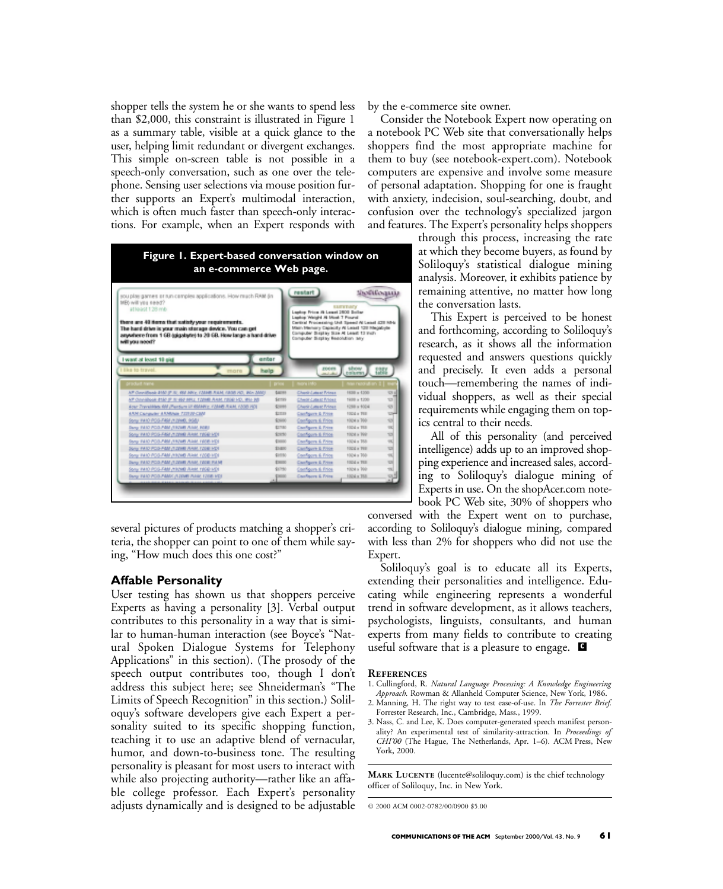shopper tells the system he or she wants to spend less than $2,000, this constraint is illustrated in Figure 1 as a summary table, visible at a quick glance to the user, helping limit redundant or divergent exchanges. This simple on-screen table is not possible in a speech-only conversation, such as one over the telephone. Sensing user selections via mouse position further supports an Expert's multimodal interaction, which is often much faster than speech-only interactions. For example, when an Expert responds with several pictures of products matching a shopper's criteria, the shopper can point to one of them while saying, "How much does this one cost?"

**Figure 1. Expert-based conversation window on an e-commerce Web page.**

## Affable Personality

User testing has shown us that shoppers perceive Experts as having a personality [3]. Verbal output contributes to this personality in a way that is similar to human-human interaction (see Boyce's "Natural Spoken Dialogue Systems for Telephony Applications" in this section). (The prosody of the speech output contributes too, though I don't address this subject here; see Shneiderman's "The Limits of Speech Recognition" in this section.) Soliloquy's software developers give each Expert a personality suited to its specific shopping function, teaching it to use an adaptive blend of vernacular, humor, and down-to-business tone. The resulting personality is pleasant for most users to interact with while also projecting authority—rather like an affable college professor. Each Expert's personality adjusts dynamically and is designed to be adjustable by the e-commerce site owner.

Consider the Notebook Expert now operating on a notebook PC Web site that conversationally helps shoppers find the most appropriate machine for them to buy (see notebook-expert.com). Notebook computers are expensive and involve some measure of personal adaptation. Shopping for one is fraught with anxiety, indecision, soul-searching, doubt, and confusion over the technology's specialized jargon and features. The Expert's personality helps shoppers through this process, increasing the rate at which they become buyers, as found by Soliloquy's statistical dialogue mining analysis. Moreover, it exhibits patience by remaining attentive, no matter how long the conversation lasts.

This Expert is perceived to be honest and forthcoming, according to Soliloquy's research, as it shows all the information requested and answers questions quickly and precisely. It even adds a personal touch—remembering the names of individual shoppers, as well as their special requirements while engaging them on topics central to their needs.

All of this personality (and perceived intelligence) adds up to an improved shopping experience and increased sales, according to Soliloquy's dialogue mining of Experts in use. On the shopAcer.com notebook PC Web site, 30% of shoppers who conversed with the Expert went on to purchase, according to Soliloquy's dialogue mining, compared with less than 2% for shoppers who did not use the Expert.

Soliloquy's goal is to educate all its Experts, extending their personalities and intelligence. Educating while engineering represents a wonderful trend in software development, as it allows teachers, psychologists, linguists, consultants, and human experts from many fields to contribute to creating useful software that is a pleasure to engage.

## References

1. Cullingford, R. *Natural Language Processing: A Knowledge Engineering Approach.* Rowman & Allanheld Computer Science, New York, 1986.
2. Manning, H. The right way to test ease-of-use. In *The Forrester Brief.* Forrester Research, Inc., Cambridge, Mass., 1999.
3. Nass, C. and Lee, K. Does computer-generated speech manifest personality? An experimental test of similarity-attraction. In *Proceedings of CHI'00* (The Hague, The Netherlands, Apr. 1–6). ACM Press, New York, 2000.

**Mark Lucente** (lucente@soliloquy.com) is the chief technology officer of Soliloquy, Inc. in New York.

© 2000 ACM 0002-0782/00/0900 $5.00